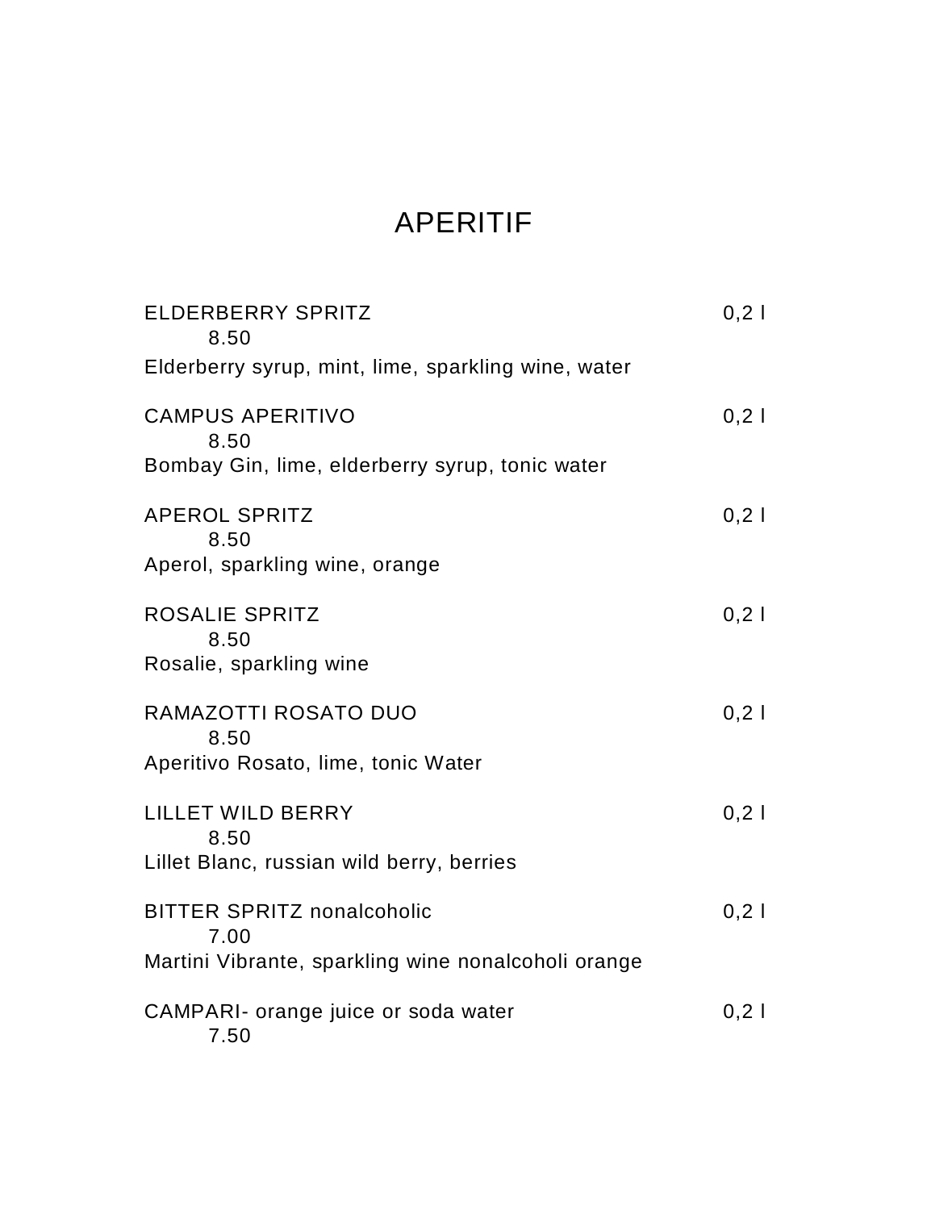# APERITIF

ELDERBERRY SPRITZ 0,2 l
8.50
Elderberry syrup, mint, lime, sparkling wine, water

CAMPUS APERITIVO 0,2 l
8.50
Bombay Gin, lime, elderberry syrup, tonic water

APEROL SPRITZ 0,2 l
8.50
Aperol, sparkling wine, orange

ROSALIE SPRITZ 0,2 l
8.50
Rosalie, sparkling wine

RAMAZOTTI ROSATO DUO 0,2 l
8.50
Aperitivo Rosato, lime, tonic Water

LILLET WILD BERRY 0,2 l
8.50
Lillet Blanc, russian wild berry, berries

BITTER SPRITZ nonalcoholic 0,2 l
7.00
Martini Vibrante, sparkling wine nonalcoholi orange

CAMPARI- orange juice or soda water 0,2 l
7.50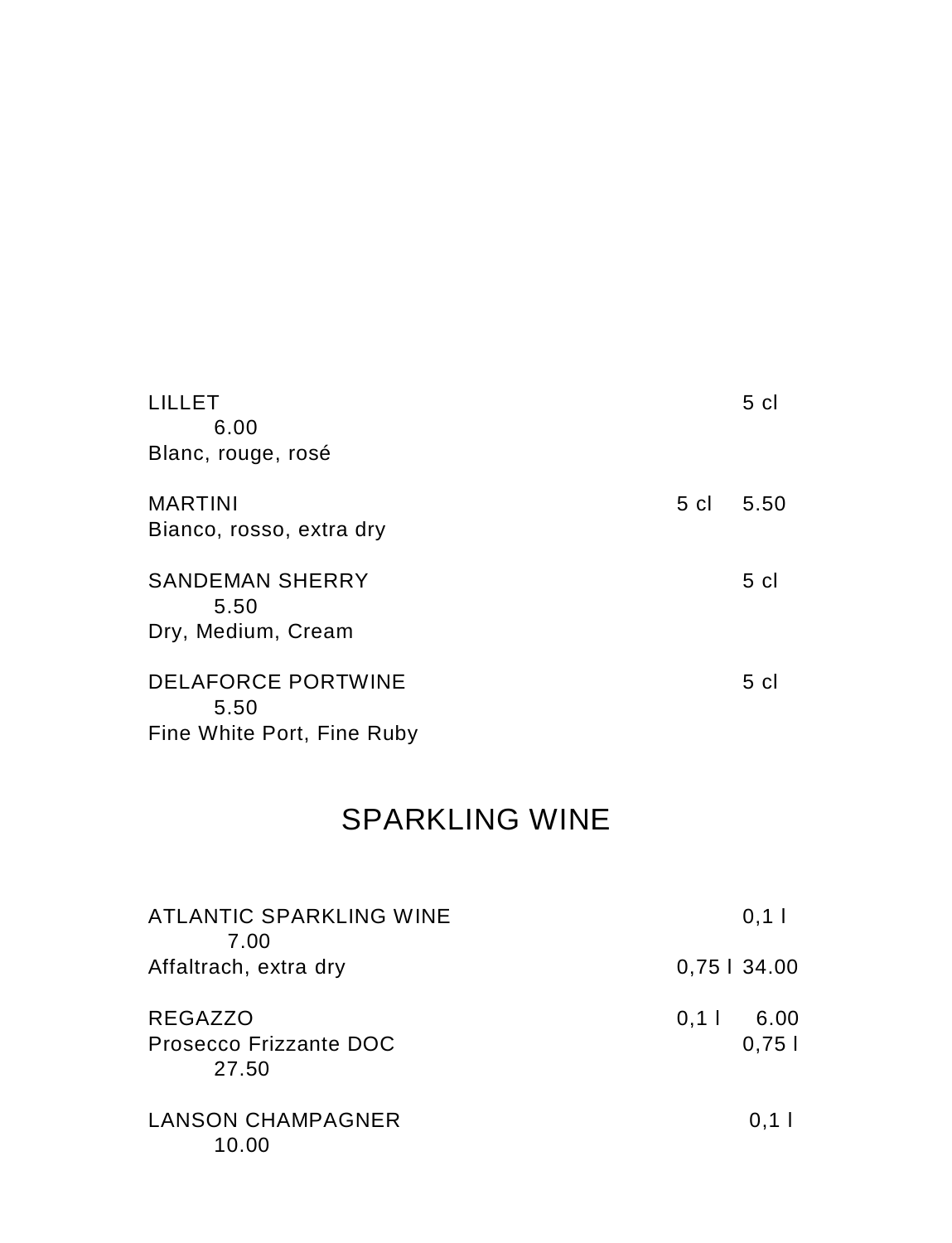LILLET 5 cl 6.00
Blanc, rouge, rosé

MARTINI 5 cl 5.50
Bianco, rosso, extra dry

SANDEMAN SHERRY 5 cl 5.50
Dry, Medium, Cream

DELAFORCE PORTWINE 5 cl 5.50
Fine White Port, Fine Ruby

## SPARKLING WINE

ATLANTIC SPARKLING WINE 0,1 l 7.00
Affaltrach, extra dry 0,75 l 34.00

REGAZZO 0,1 l 6.00
Prosecco Frizzante DOC 0,75 l 27.50

LANSON CHAMPAGNER 0,1 l 10.00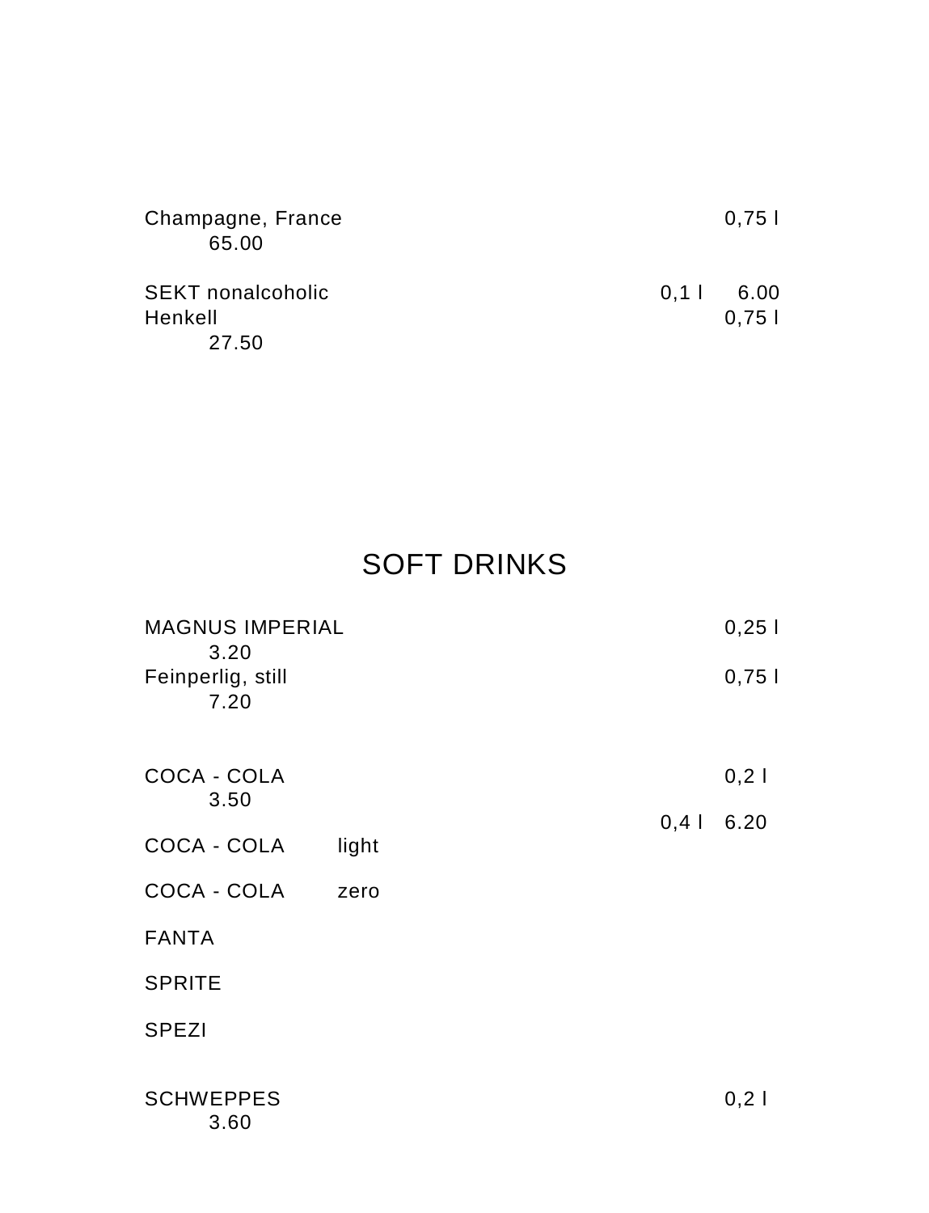Champagne, France 0,75 l
65.00

SEKT nonalcoholic 0,1 l 6.00
Henkell 0,75 l
27.50

# SOFT DRINKS

MAGNUS IMPERIAL 0,25 l
3.20
Feinperlig, still 0,75 l
7.20

COCA - COLA 0,2 l
3.50
0,4 l 6.20

COCA - COLA light

COCA - COLA zero

FANTA

SPRITE

SPEZI

SCHWEPPES 0,2 l
3.60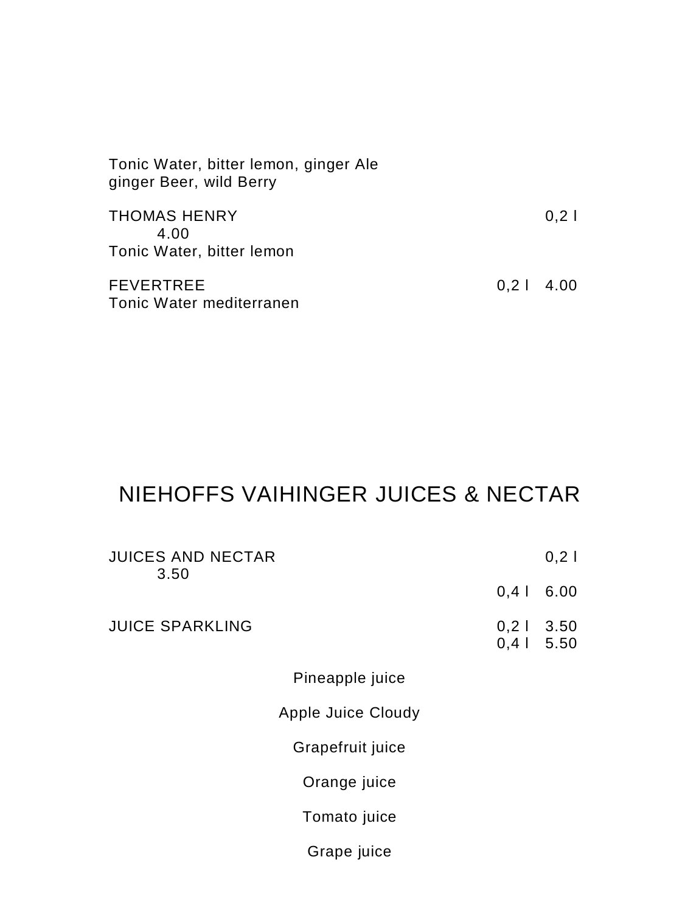Tonic Water, bitter lemon, ginger Ale
ginger Beer, wild Berry

THOMAS HENRY 0,2 l
4.00
Tonic Water, bitter lemon

FEVERTREE 0,2 l 4.00
Tonic Water mediterranen

## NIEHOFFS VAIHINGER JUICES & NECTAR

JUICES AND NECTAR 0,2 l
3.50
0,4 l 6.00

JUICE SPARKLING 0,2 l 3.50
0,4 l 5.50

Pineapple juice

Apple Juice Cloudy

Grapefruit juice

Orange juice

Tomato juice

Grape juice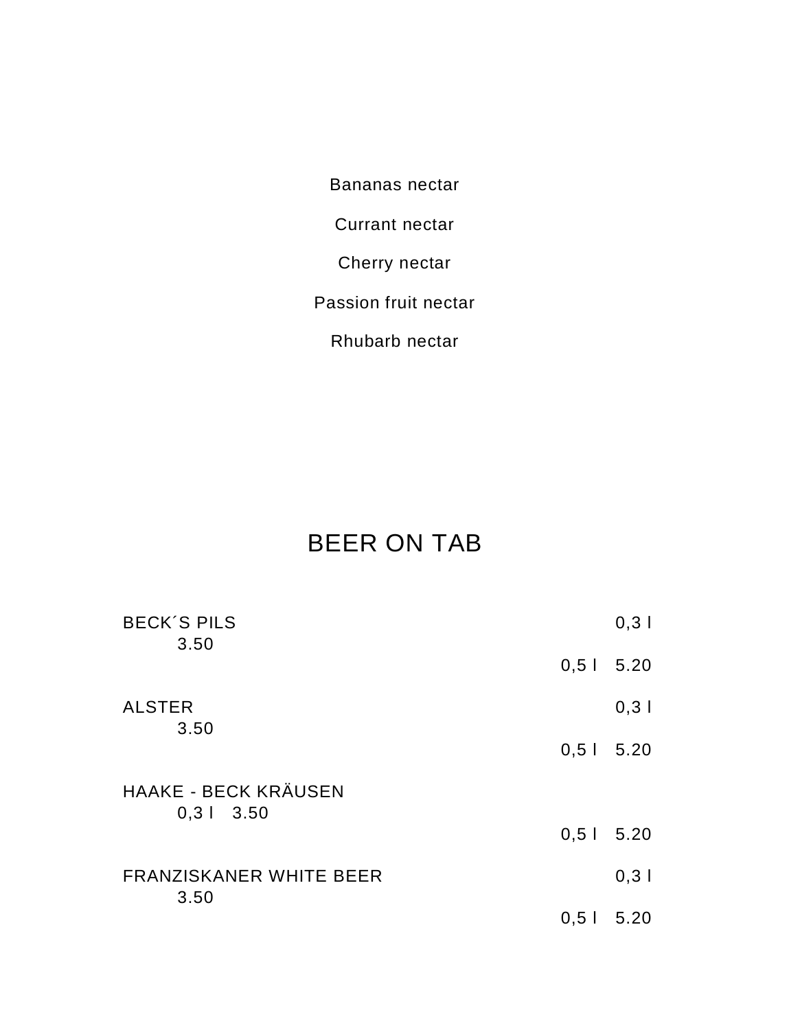Bananas nectar

Currant nectar

Cherry nectar

Passion fruit nectar

Rhubarb nectar

# BEER ON TAB

| | | |
|---|---|---|
| BECK´S PILS | 0,3 l | 3.50 |
| | 0,5 l | 5.20 |
| ALSTER | 0,3 l | 3.50 |
| | 0,5 l | 5.20 |
| HAAKE - BECK KRÄUSEN | 0,3 l | 3.50 |
| | 0,5 l | 5.20 |
| FRANZISKANER WHITE BEER | 0,3 l | 3.50 |
| | 0,5 l | 5.20 |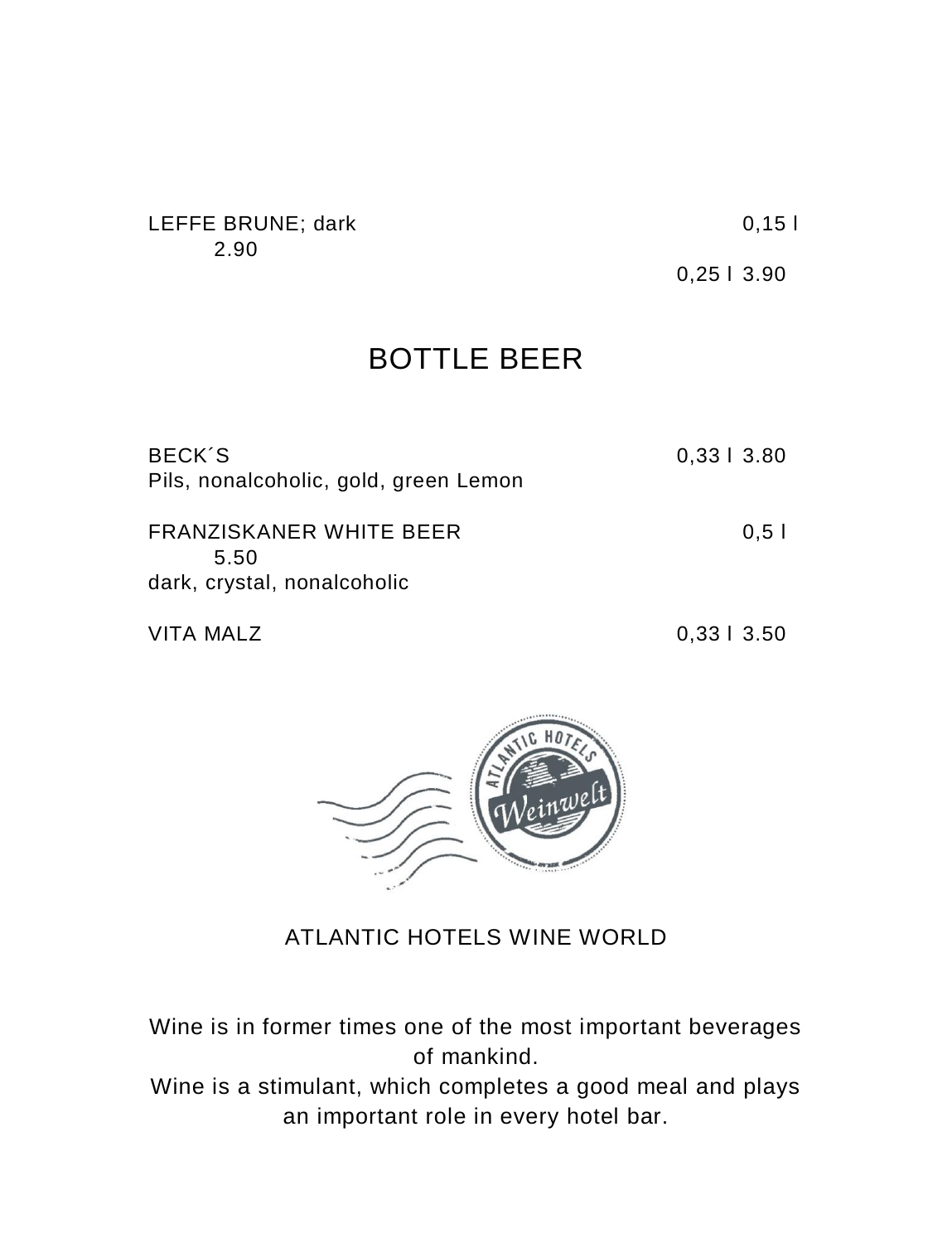LEFFE BRUNE; dark 0,15 l 2.90

0,25 l 3.90

## BOTTLE BEER

BECK´S 0,33 l 3.80
Pils, nonalcoholic, gold, green Lemon

FRANZISKANER WHITE BEER 0,5 l 5.50
dark, crystal, nonalcoholic

VITA MALZ 0,33 l 3.50

ATLANTIC HOTELS WINE WORLD

Wine is in former times one of the most important beverages of mankind.
Wine is a stimulant, which completes a good meal and plays an important role in every hotel bar.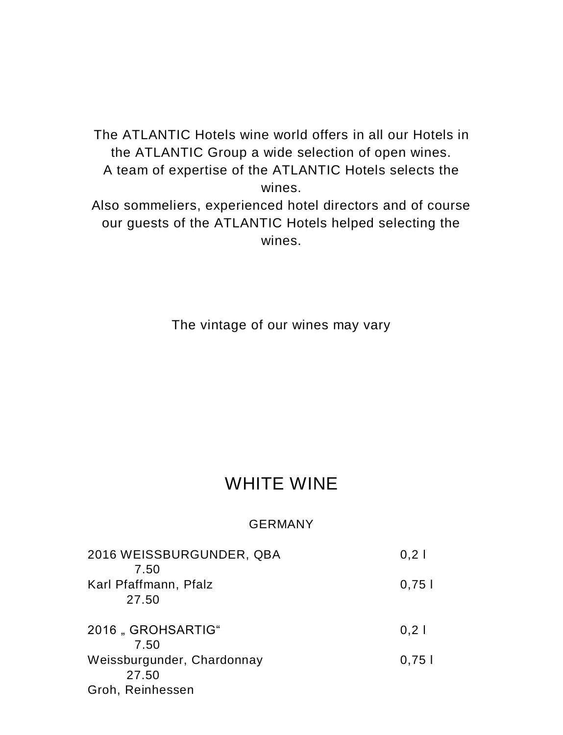The ATLANTIC Hotels wine world offers in all our Hotels in the ATLANTIC Group a wide selection of open wines.
A team of expertise of the ATLANTIC Hotels selects the wines.
Also sommeliers, experienced hotel directors and of course our guests of the ATLANTIC Hotels helped selecting the wines.

The vintage of our wines may vary

# WHITE WINE

## GERMANY

| Wine | Size | Price |
|---|---|---|
| 2016 WEISSBURGUNDER, QBA | 0,2 l | 7.50 |
| Karl Pfaffmann, Pfalz | 0,75 l | 27.50 |
| | | |
| 2016 „ GROHSARTIG“ | 0,2 l | 7.50 |
| Weissburgunder, Chardonnay | 0,75 l | 27.50 |
| Groh, Reinhessen | | |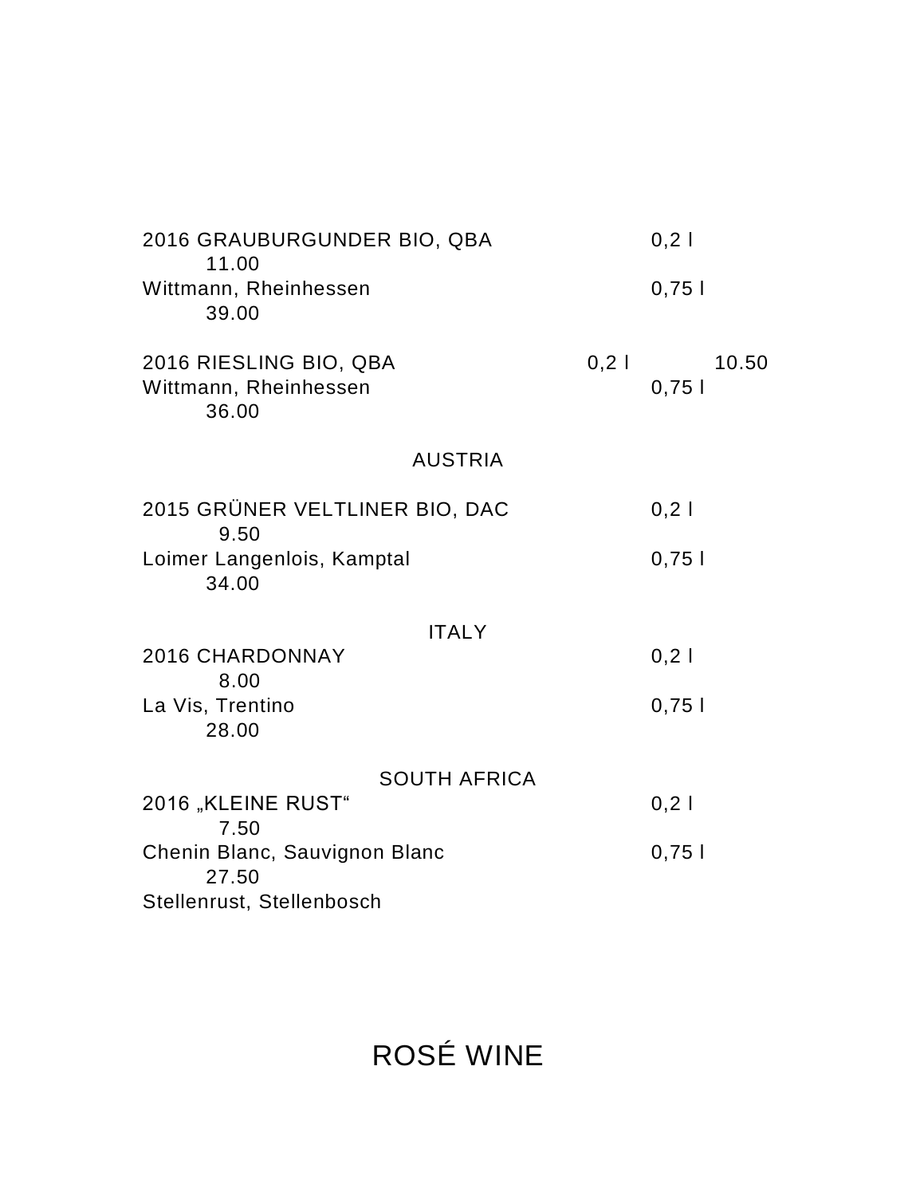2016 GRAUBURGUNDER BIO, QBA 0,2 l 11.00
Wittmann, Rheinhessen 0,75 l 39.00

2016 RIESLING BIO, QBA 0,2 l 10.50
Wittmann, Rheinhessen 0,75 l 36.00

### AUSTRIA

2015 GRÜNER VELTLINER BIO, DAC 0,2 l 9.50
Loimer Langenlois, Kamptal 0,75 l 34.00

### ITALY

2016 CHARDONNAY 0,2 l 8.00
La Vis, Trentino 0,75 l 28.00

### SOUTH AFRICA

2016 „KLEINE RUST" 0,2 l 7.50
Chenin Blanc, Sauvignon Blanc 0,75 l 27.50
Stellenrust, Stellenbosch

## ROSÉ WINE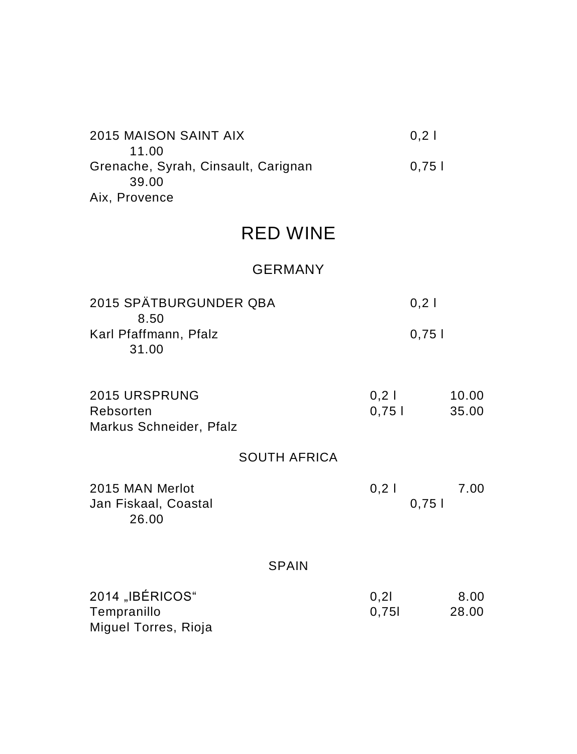2015 MAISON SAINT AIX 0,2 l 11.00
Grenache, Syrah, Cinsault, Carignan 0,75 l 39.00
Aix, Provence

# RED WINE

## GERMANY

2015 SPÄTBURGUNDER QBA 0,2 l 8.50
Karl Pfaffmann, Pfalz 0,75 l 31.00

2015 URSPRUNG 0,2 l 10.00
Rebsorten 0,75 l 35.00
Markus Schneider, Pfalz

## SOUTH AFRICA

2015 MAN Merlot 0,2 l 7.00
Jan Fiskaal, Coastal 0,75 l 26.00

## SPAIN

2014 „IBÉRICOS" 0,2l 8.00
Tempranillo 0,75l 28.00
Miguel Torres, Rioja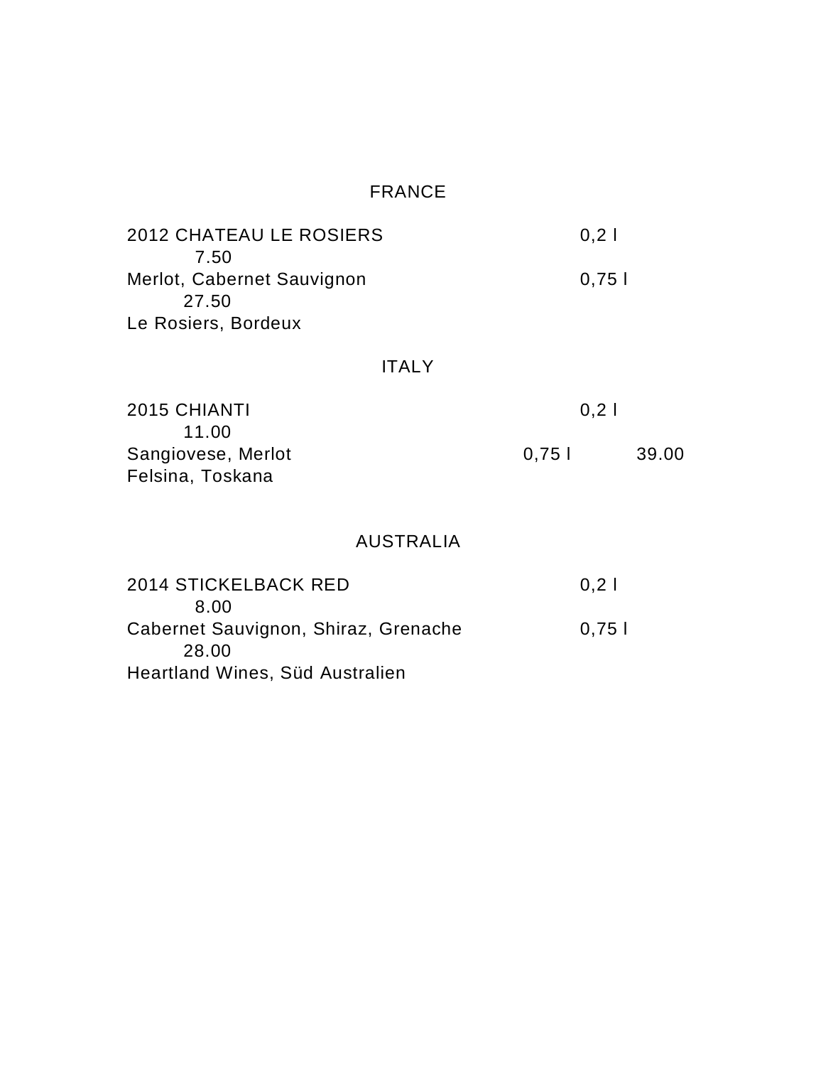## FRANCE

2012 CHATEAU LE ROSIERS 0,2 l 7.50
Merlot, Cabernet Sauvignon 0,75 l 27.50
Le Rosiers, Bordeux

## ITALY

2015 CHIANTI 0,2 l 11.00
Sangiovese, Merlot 0,75 l 39.00
Felsina, Toskana

## AUSTRALIA

2014 STICKELBACK RED 0,2 l 8.00
Cabernet Sauvignon, Shiraz, Grenache 0,75 l 28.00
Heartland Wines, Süd Australien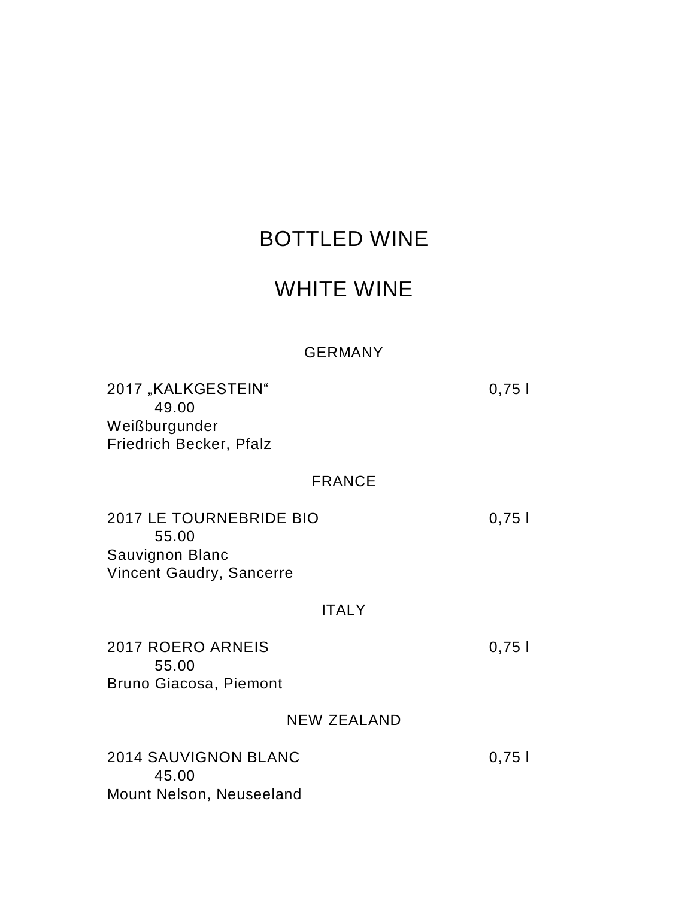# BOTTLED WINE

## WHITE WINE

### GERMANY

2017 „KALKGESTEIN“ 0,75 l
49.00
Weißburgunder
Friedrich Becker, Pfalz

### FRANCE

2017 LE TOURNEBRIDE BIO 0,75 l
55.00
Sauvignon Blanc
Vincent Gaudry, Sancerre

### ITALY

2017 ROERO ARNEIS 0,75 l
55.00
Bruno Giacosa, Piemont

### NEW ZEALAND

2014 SAUVIGNON BLANC 0,75 l
45.00
Mount Nelson, Neuseeland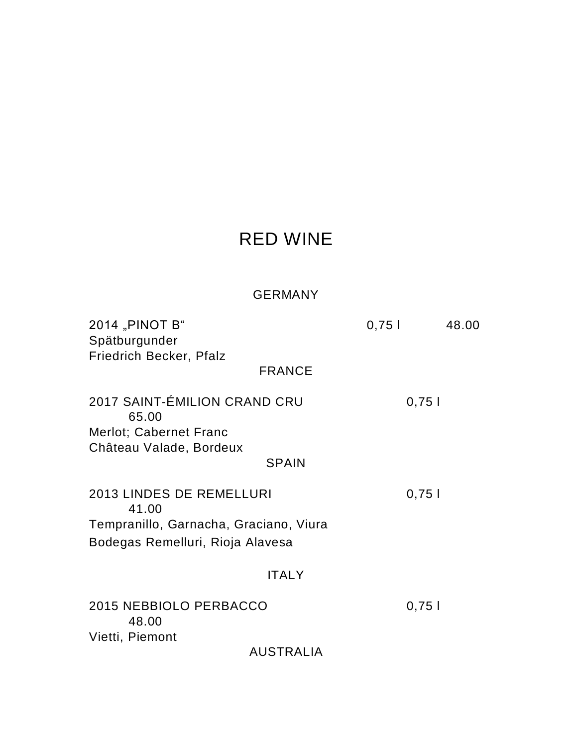# RED WINE

## GERMANY

2014 „PINOT B“ 0,75 l 48.00
Spätburgunder
Friedrich Becker, Pfalz

## FRANCE

2017 SAINT-ÉMILION CRAND CRU 0,75 l 65.00
Merlot; Cabernet Franc
Château Valade, Bordeux

## SPAIN

2013 LINDES DE REMELLURI 0,75 l 41.00
Tempranillo, Garnacha, Graciano, Viura
Bodegas Remelluri, Rioja Alavesa

## ITALY

2015 NEBBIOLO PERBACCO 0,75 l 48.00
Vietti, Piemont

## AUSTRALIA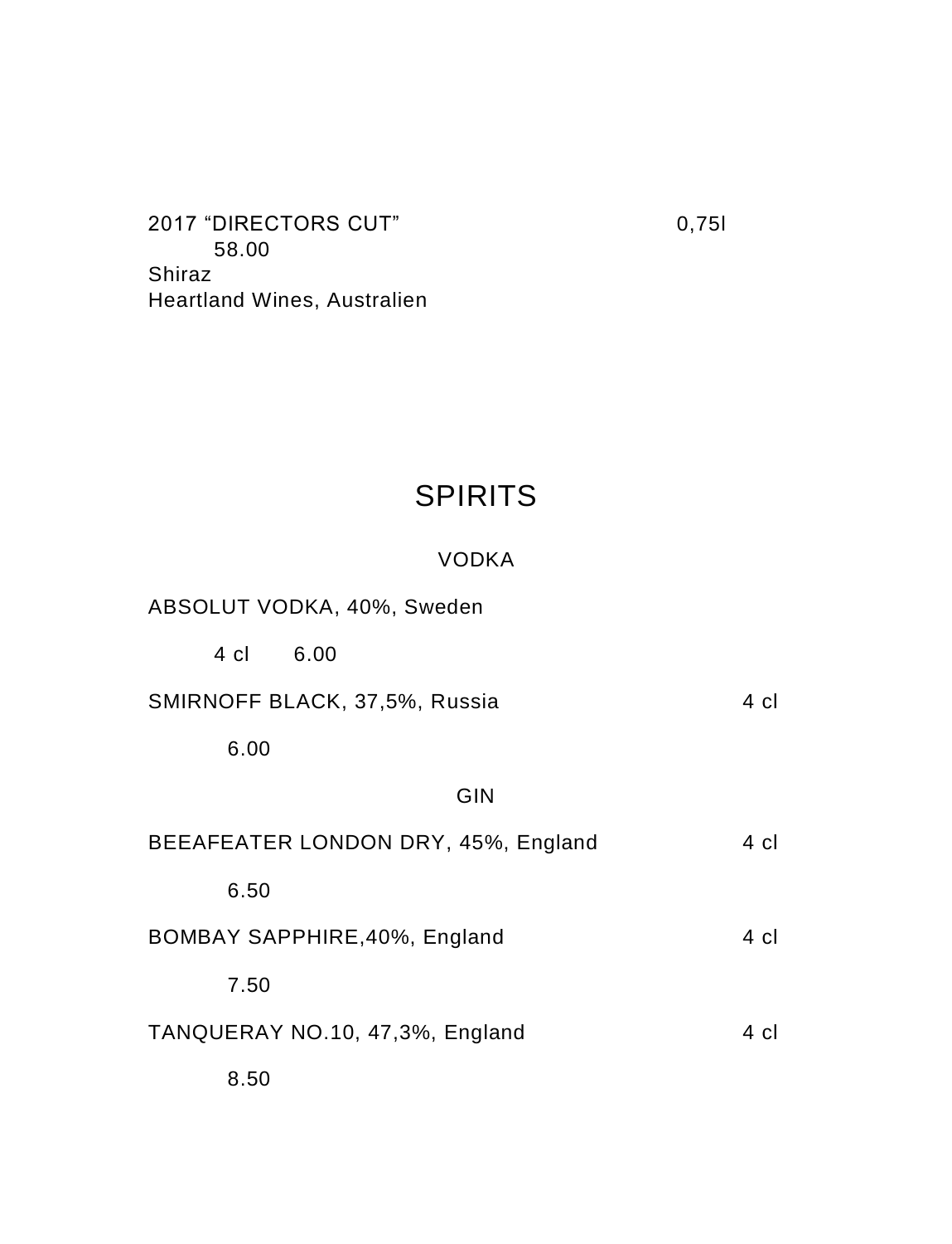2017 “DIRECTORS CUT” 0,75l 58.00
Shiraz
Heartland Wines, Australien

# SPIRITS

## VODKA

ABSOLUT VODKA, 40%, Sweden 4 cl 6.00

SMIRNOFF BLACK, 37,5%, Russia 4 cl 6.00

## GIN

BEEAFEATER LONDON DRY, 45%, England 4 cl 6.50

BOMBAY SAPPHIRE,40%, England 4 cl 7.50

TANQUERAY NO.10, 47,3%, England 4 cl 8.50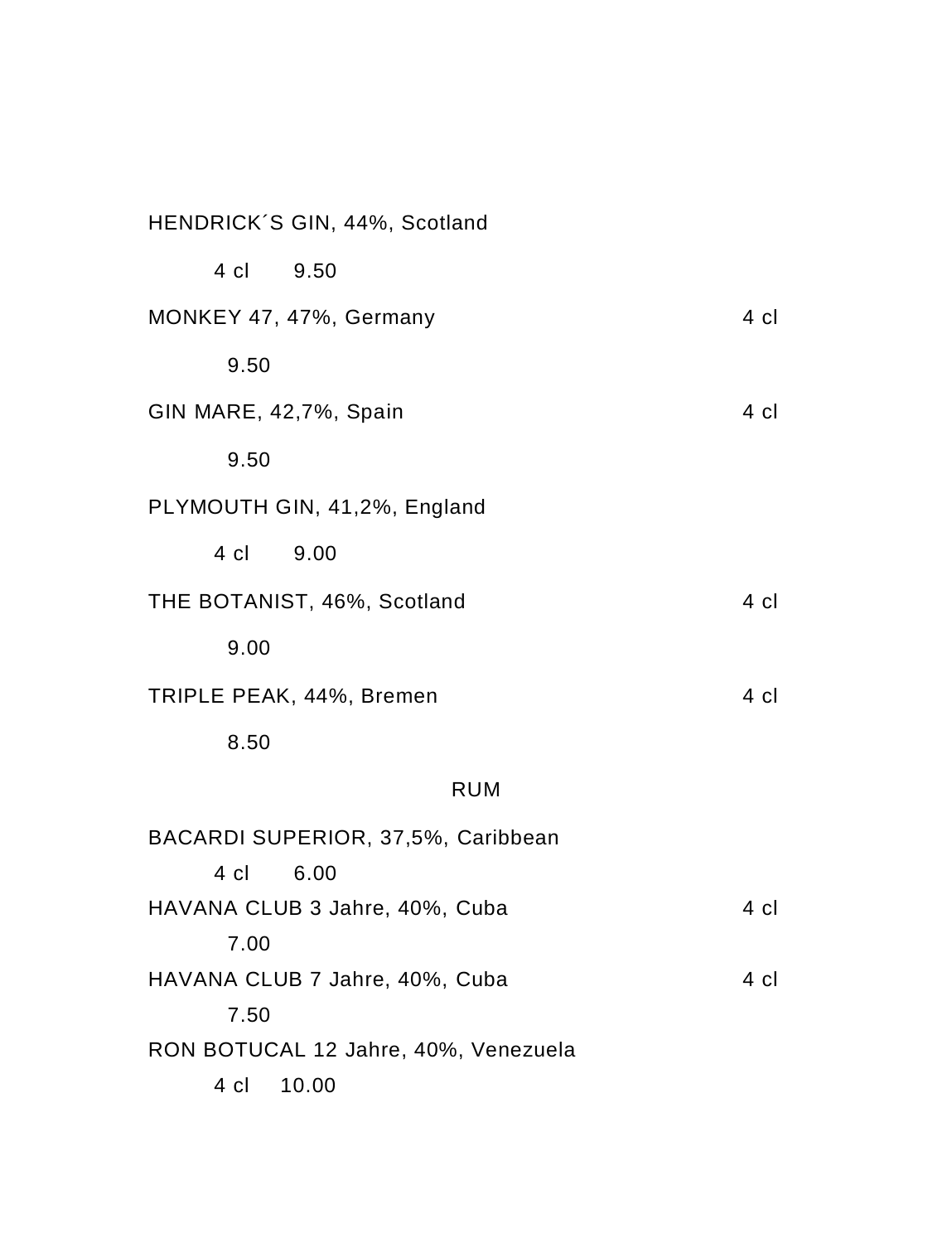HENDRICK´S GIN, 44%, Scotland

4 cl 9.50

MONKEY 47, 47%, Germany 4 cl

9.50

GIN MARE, 42,7%, Spain 4 cl

9.50

PLYMOUTH GIN, 41,2%, England

4 cl 9.00

THE BOTANIST, 46%, Scotland 4 cl

9.00

TRIPLE PEAK, 44%, Bremen 4 cl

8.50

## RUM

BACARDI SUPERIOR, 37,5%, Caribbean

4 cl 6.00

HAVANA CLUB 3 Jahre, 40%, Cuba 4 cl

7.00

HAVANA CLUB 7 Jahre, 40%, Cuba 4 cl

7.50

RON BOTUCAL 12 Jahre, 40%, Venezuela

4 cl 10.00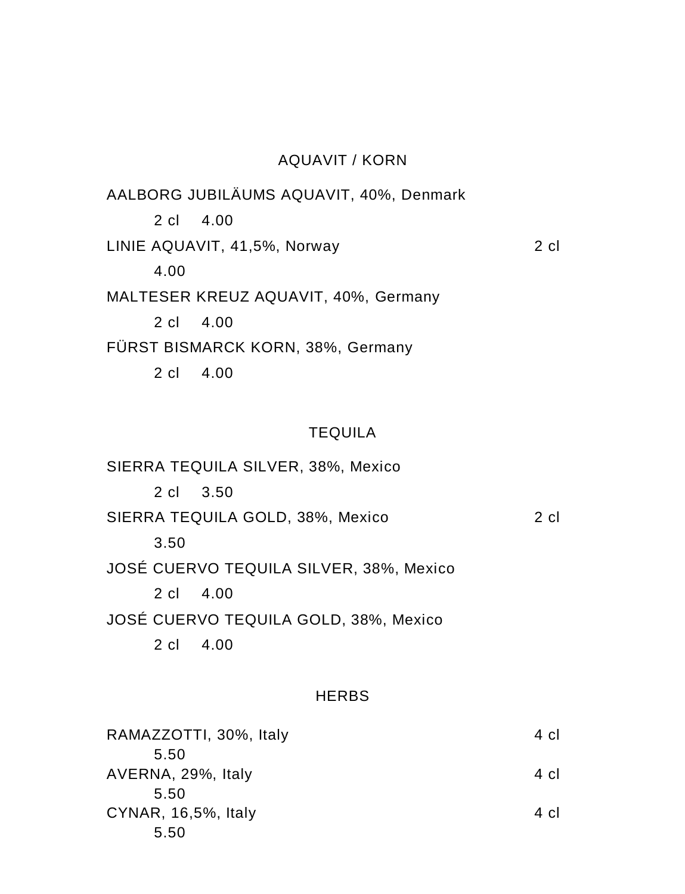## AQUAVIT / KORN

AALBORG JUBILÄUMS AQUAVIT, 40%, Denmark
2 cl 4.00

LINIE AQUAVIT, 41,5%, Norway 2 cl
4.00

MALTESER KREUZ AQUAVIT, 40%, Germany
2 cl 4.00

FÜRST BISMARCK KORN, 38%, Germany
2 cl 4.00

## TEQUILA

SIERRA TEQUILA SILVER, 38%, Mexico
2 cl 3.50

SIERRA TEQUILA GOLD, 38%, Mexico 2 cl
3.50

JOSÉ CUERVO TEQUILA SILVER, 38%, Mexico
2 cl 4.00

JOSÉ CUERVO TEQUILA GOLD, 38%, Mexico
2 cl 4.00

## HERBS

RAMAZZOTTI, 30%, Italy 4 cl
5.50

AVERNA, 29%, Italy 4 cl
5.50

CYNAR, 16,5%, Italy 4 cl
5.50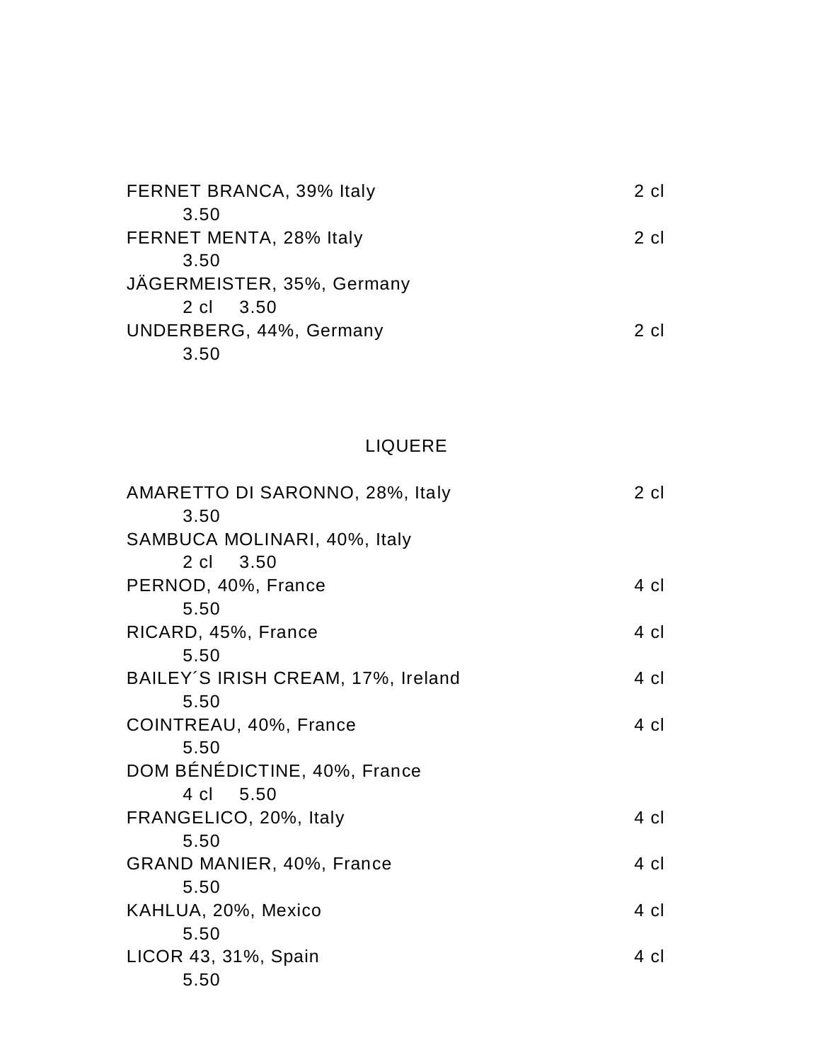FERNET BRANCA, 39% Italy 2 cl 3.50
FERNET MENTA, 28% Italy 2 cl 3.50
JÄGERMEISTER, 35%, Germany 2 cl 3.50
UNDERBERG, 44%, Germany 2 cl 3.50

## LIQUERE

AMARETTO DI SARONNO, 28%, Italy 2 cl 3.50
SAMBUCA MOLINARI, 40%, Italy 2 cl 3.50
PERNOD, 40%, France 4 cl 5.50
RICARD, 45%, France 4 cl 5.50
BAILEY´S IRISH CREAM, 17%, Ireland 4 cl 5.50
COINTREAU, 40%, France 4 cl 5.50
DOM BÉNÉDICTINE, 40%, France 4 cl 5.50
FRANGELICO, 20%, Italy 4 cl 5.50
GRAND MANIER, 40%, France 4 cl 5.50
KAHLUA, 20%, Mexico 4 cl 5.50
LICOR 43, 31%, Spain 4 cl 5.50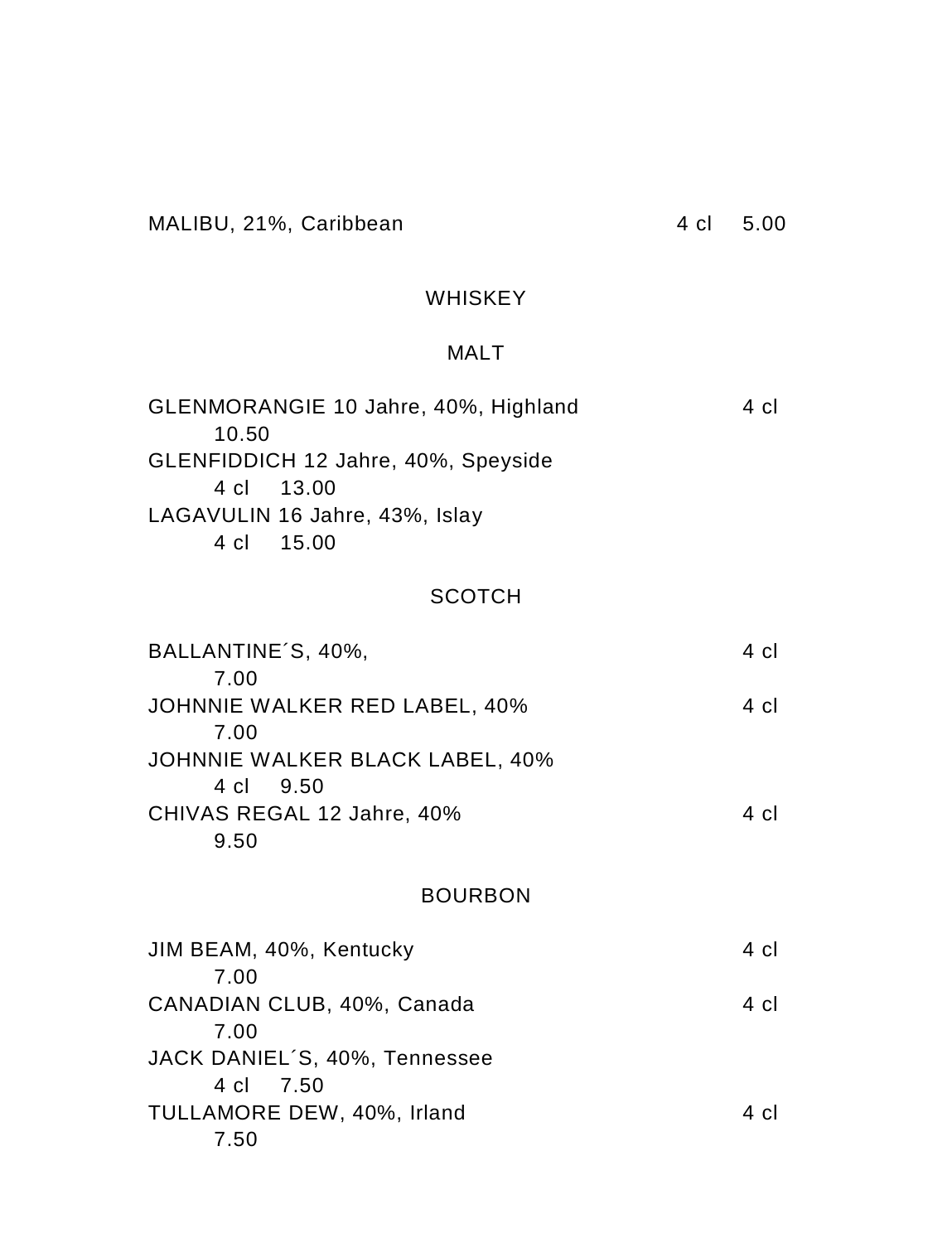MALIBU, 21%, Caribbean 4 cl 5.00

## WHISKEY

### MALT

GLENMORANGIE 10 Jahre, 40%, Highland 4 cl 10.50
GLENFIDDICH 12 Jahre, 40%, Speyside 4 cl 13.00
LAGAVULIN 16 Jahre, 43%, Islay 4 cl 15.00

### SCOTCH

BALLANTINE´S, 40%, 4 cl 7.00
JOHNNIE WALKER RED LABEL, 40% 4 cl 7.00
JOHNNIE WALKER BLACK LABEL, 40% 4 cl 9.50
CHIVAS REGAL 12 Jahre, 40% 4 cl 9.50

### BOURBON

JIM BEAM, 40%, Kentucky 4 cl 7.00
CANADIAN CLUB, 40%, Canada 4 cl 7.00
JACK DANIEL´S, 40%, Tennessee 4 cl 7.50
TULLAMORE DEW, 40%, Irland 4 cl 7.50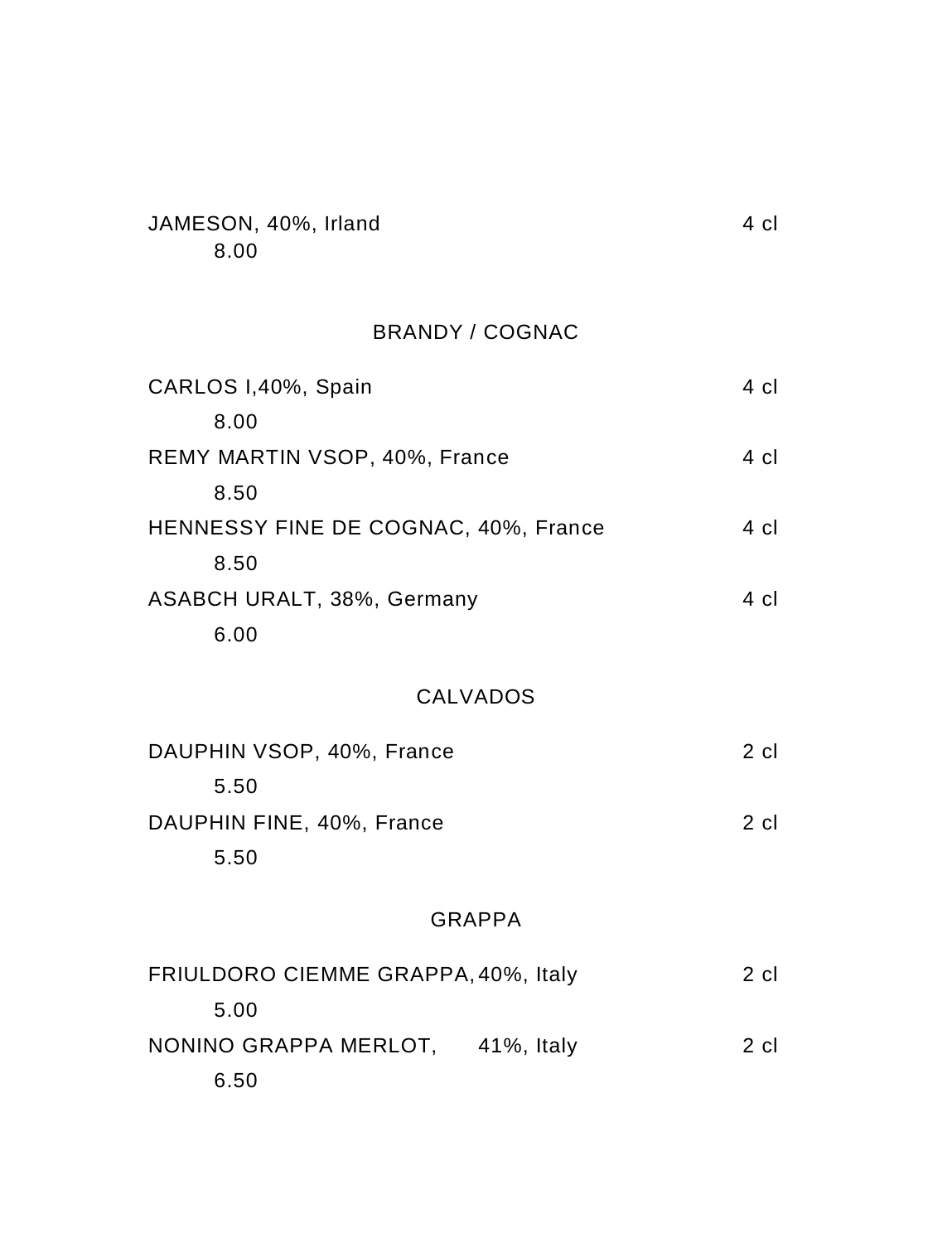JAMESON, 40%, Irland 4 cl
8.00

## BRANDY / COGNAC

CARLOS I,40%, Spain 4 cl
8.00

REMY MARTIN VSOP, 40%, France 4 cl
8.50

HENNESSY FINE DE COGNAC, 40%, France 4 cl
8.50

ASABCH URALT, 38%, Germany 4 cl
6.00

## CALVADOS

DAUPHIN VSOP, 40%, France 2 cl
5.50

DAUPHIN FINE, 40%, France 2 cl
5.50

## GRAPPA

FRIULDORO CIEMME GRAPPA, 40%, Italy 2 cl
5.00

NONINO GRAPPA MERLOT, 41%, Italy 2 cl
6.50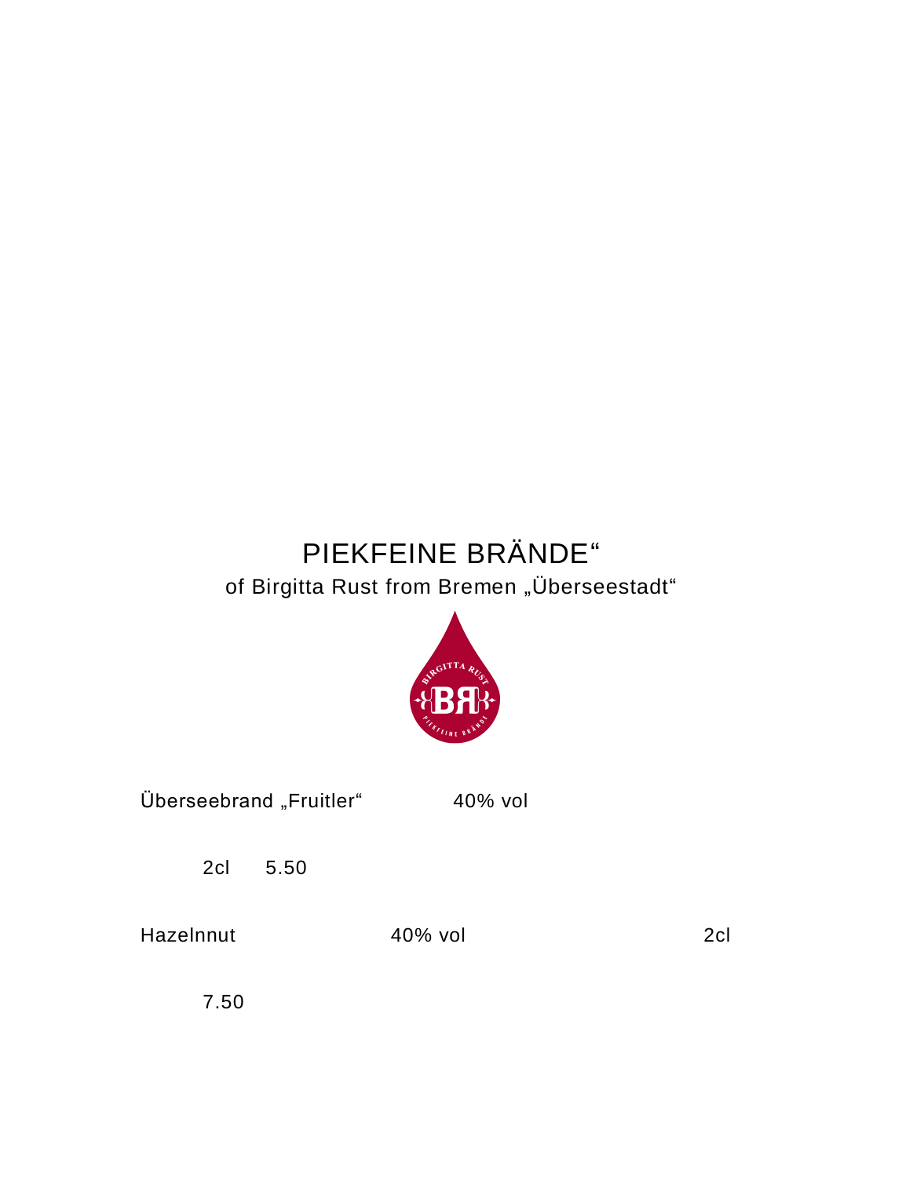# PIEKFEINE BRÄNDE“

of Birgitta Rust from Bremen „Überseestadt“

Überseebrand „Fruitler“ 40% vol

2cl 5.50

Hazelnnut 40% vol 2cl

7.50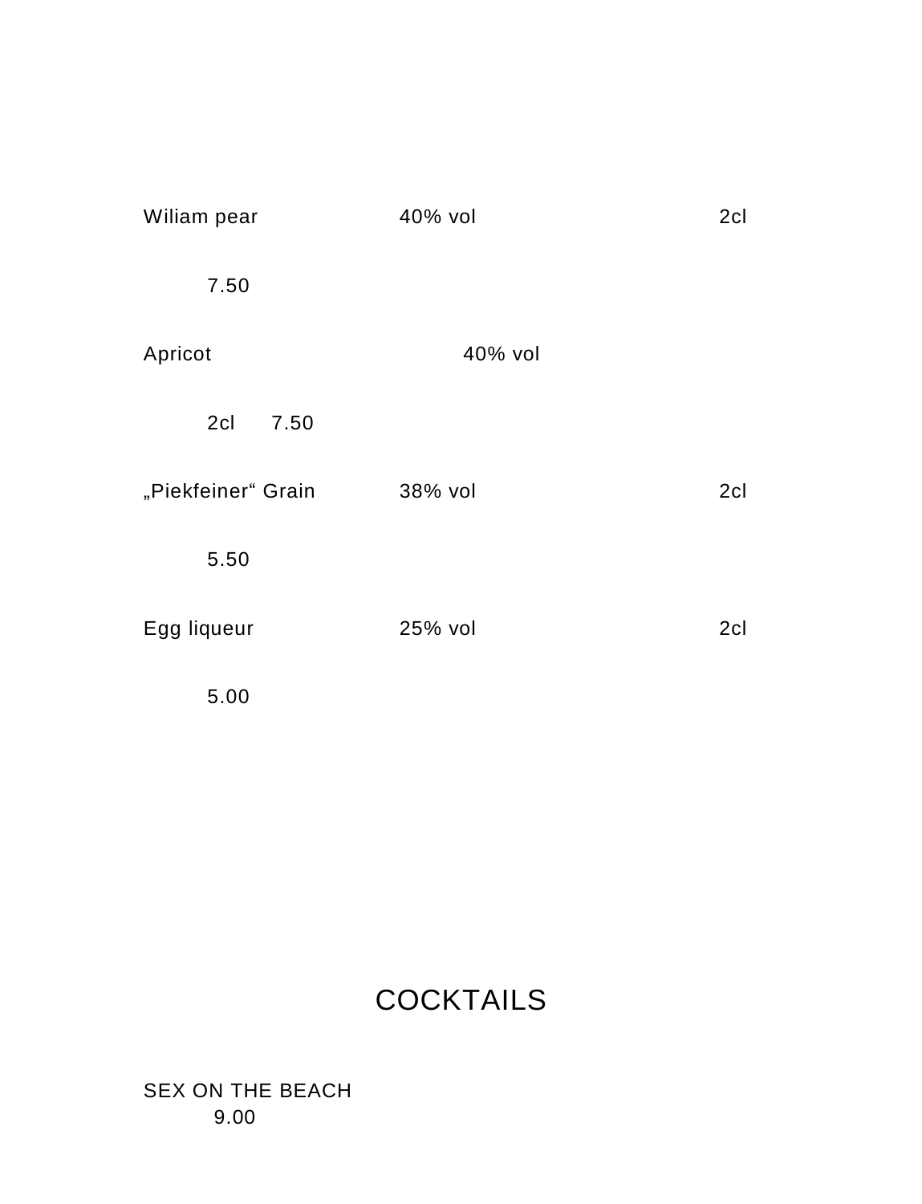Wiliam pear 40% vol 2cl

7.50

Apricot 40% vol

2cl 7.50

„Piekfeiner“ Grain 38% vol 2cl

5.50

Egg liqueur 25% vol 2cl

5.00

## COCKTAILS

SEX ON THE BEACH
9.00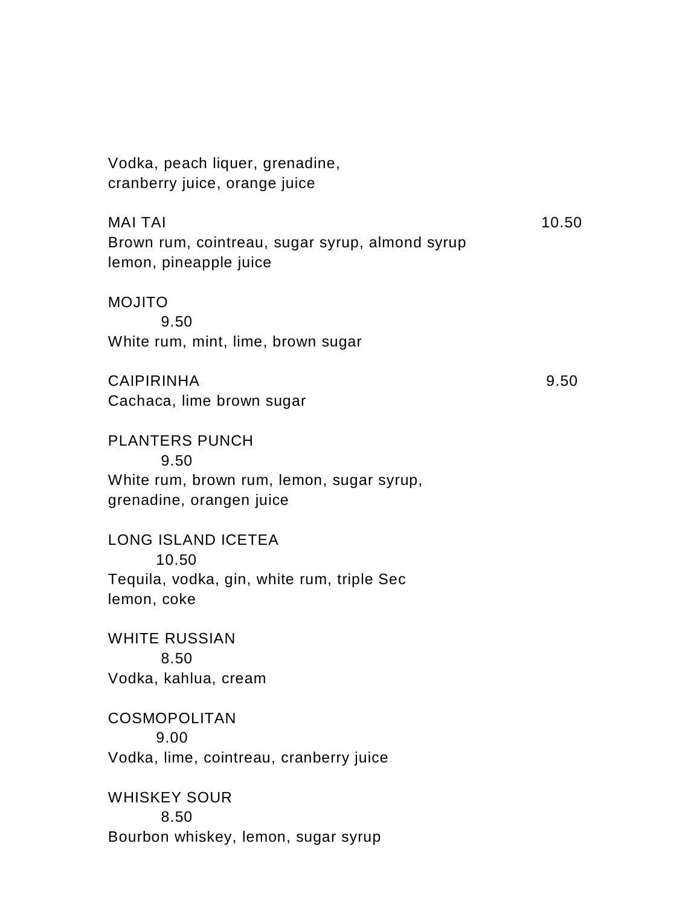Vodka, peach liquer, grenadine,
cranberry juice, orange juice

MAI TAI 10.50
Brown rum, cointreau, sugar syrup, almond syrup
lemon, pineapple juice

MOJITO
9.50
White rum, mint, lime, brown sugar

CAIPIRINHA 9.50
Cachaca, lime brown sugar

PLANTERS PUNCH
9.50
White rum, brown rum, lemon, sugar syrup,
grenadine, orangen juice

LONG ISLAND ICETEA
10.50
Tequila, vodka, gin, white rum, triple Sec
lemon, coke

WHITE RUSSIAN
8.50
Vodka, kahlua, cream

COSMOPOLITAN
9.00
Vodka, lime, cointreau, cranberry juice

WHISKEY SOUR
8.50
Bourbon whiskey, lemon, sugar syrup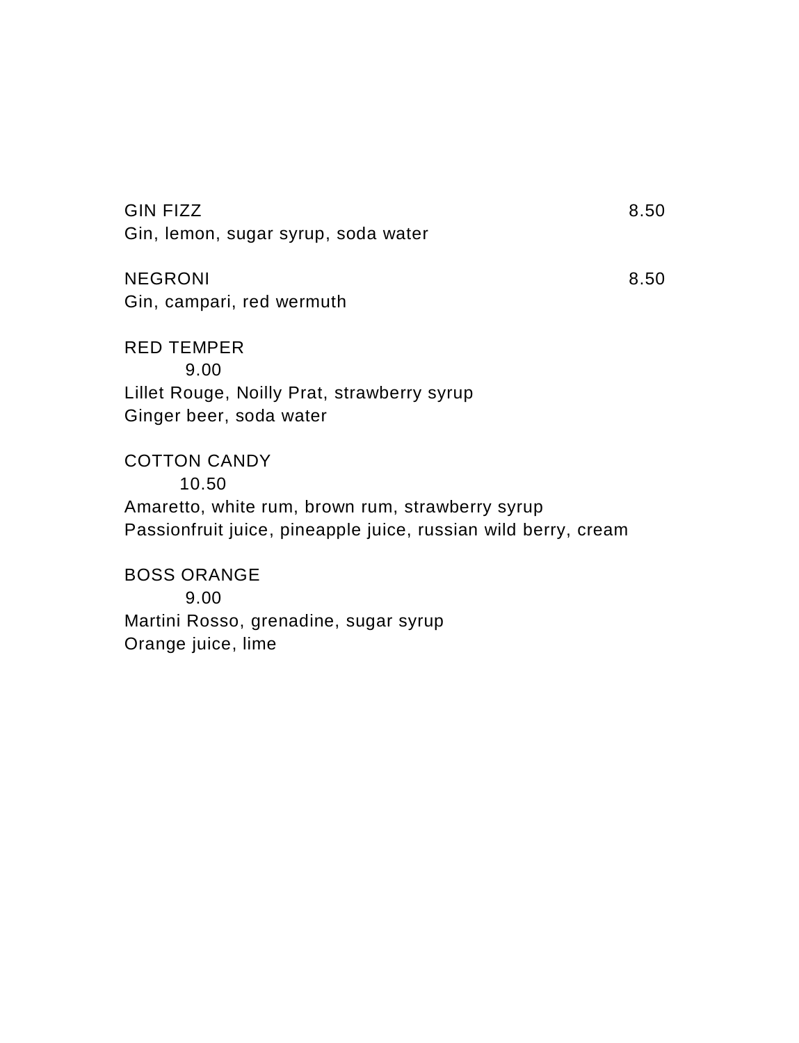GIN FIZZ 8.50
Gin, lemon, sugar syrup, soda water

NEGRONI 8.50
Gin, campari, red wermuth

RED TEMPER
9.00
Lillet Rouge, Noilly Prat, strawberry syrup
Ginger beer, soda water

COTTON CANDY
10.50
Amaretto, white rum, brown rum, strawberry syrup
Passionfruit juice, pineapple juice, russian wild berry, cream

BOSS ORANGE
9.00
Martini Rosso, grenadine, sugar syrup
Orange juice, lime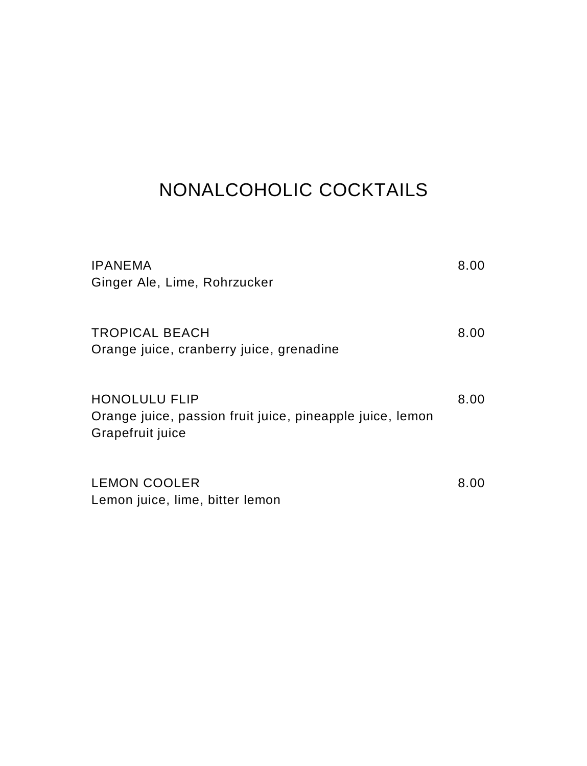# NONALCOHOLIC COCKTAILS

IPANEMA 8.00
Ginger Ale, Lime, Rohrzucker

TROPICAL BEACH 8.00
Orange juice, cranberry juice, grenadine

HONOLULU FLIP 8.00
Orange juice, passion fruit juice, pineapple juice, lemon
Grapefruit juice

LEMON COOLER 8.00
Lemon juice, lime, bitter lemon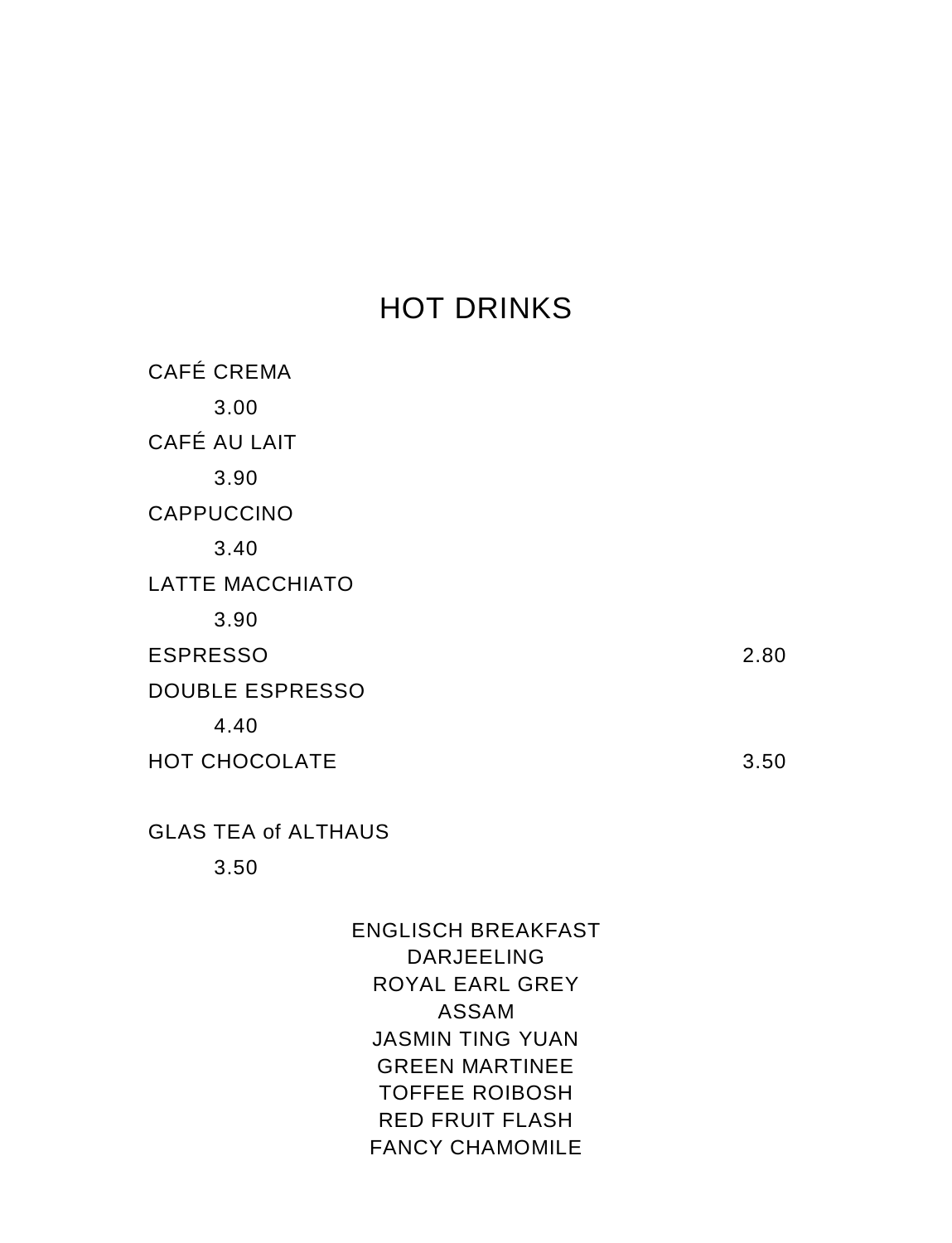# HOT DRINKS

CAFÉ CREMA
3.00

CAFÉ AU LAIT
3.90

CAPPUCCINO
3.40

LATTE MACCHIATO
3.90

ESPRESSO 2.80

DOUBLE ESPRESSO
4.40

HOT CHOCOLATE 3.50

GLAS TEA of ALTHAUS
3.50

ENGLISCH BREAKFAST
DARJEELING
ROYAL EARL GREY
ASSAM
JASMIN TING YUAN
GREEN MARTINEE
TOFFEE ROIBOSH
RED FRUIT FLASH
FANCY CHAMOMILE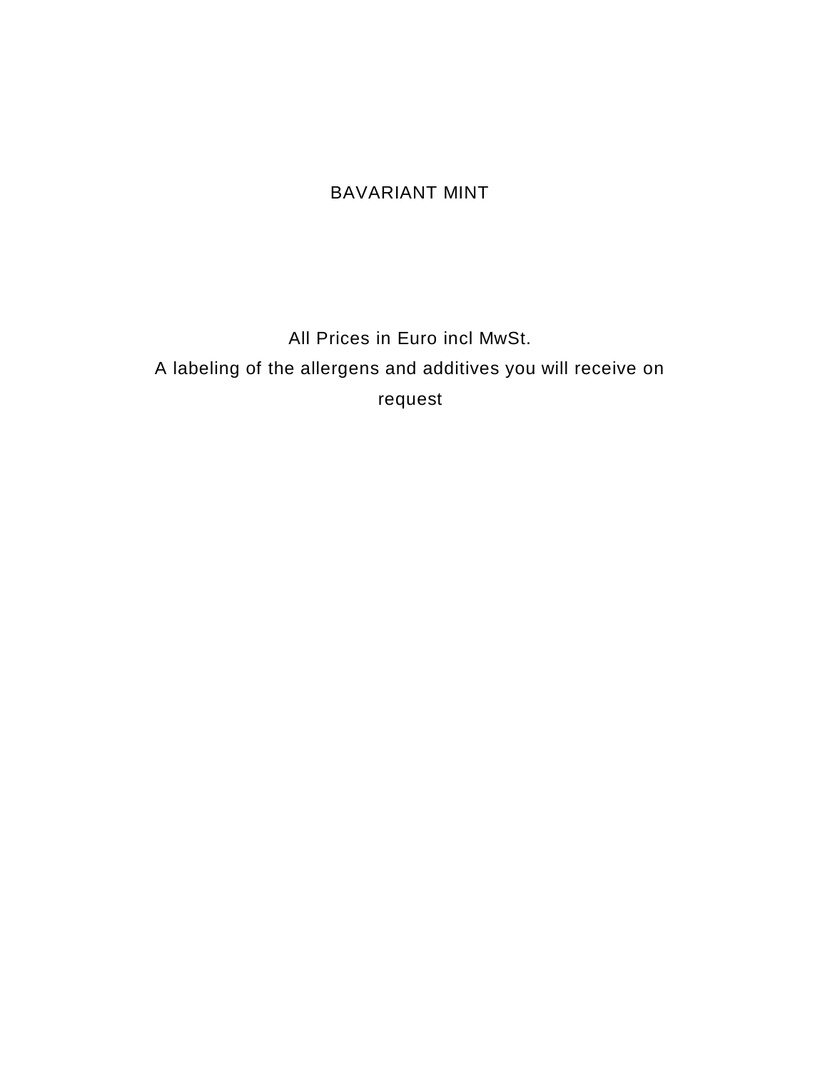BAVARIANT MINT

All Prices in Euro incl MwSt.

A labeling of the allergens and additives you will receive on request